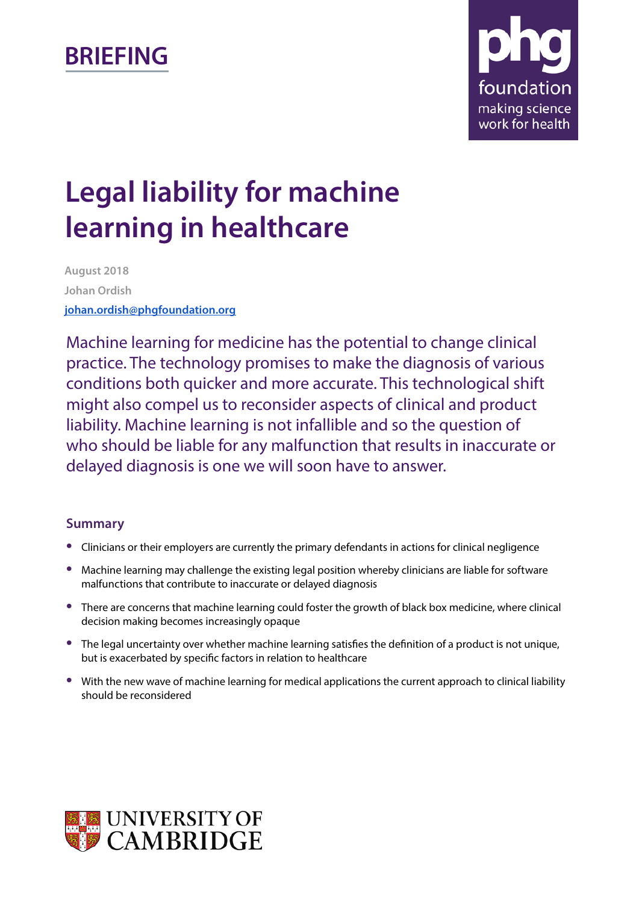BRIEFING

phg foundation
making science work for health

# Legal liability for machine learning in healthcare

August 2018

Johan Ordish

johan.ordish@phgfoundation.org

Machine learning for medicine has the potential to change clinical practice. The technology promises to make the diagnosis of various conditions both quicker and more accurate. This technological shift might also compel us to reconsider aspects of clinical and product liability. Machine learning is not infallible and so the question of who should be liable for any malfunction that results in inaccurate or delayed diagnosis is one we will soon have to answer.

## Summary

- Clinicians or their employers are currently the primary defendants in actions for clinical negligence
- Machine learning may challenge the existing legal position whereby clinicians are liable for software malfunctions that contribute to inaccurate or delayed diagnosis
- There are concerns that machine learning could foster the growth of black box medicine, where clinical decision making becomes increasingly opaque
- The legal uncertainty over whether machine learning satisfies the definition of a product is not unique, but is exacerbated by specific factors in relation to healthcare
- With the new wave of machine learning for medical applications the current approach to clinical liability should be reconsidered

UNIVERSITY OF CAMBRIDGE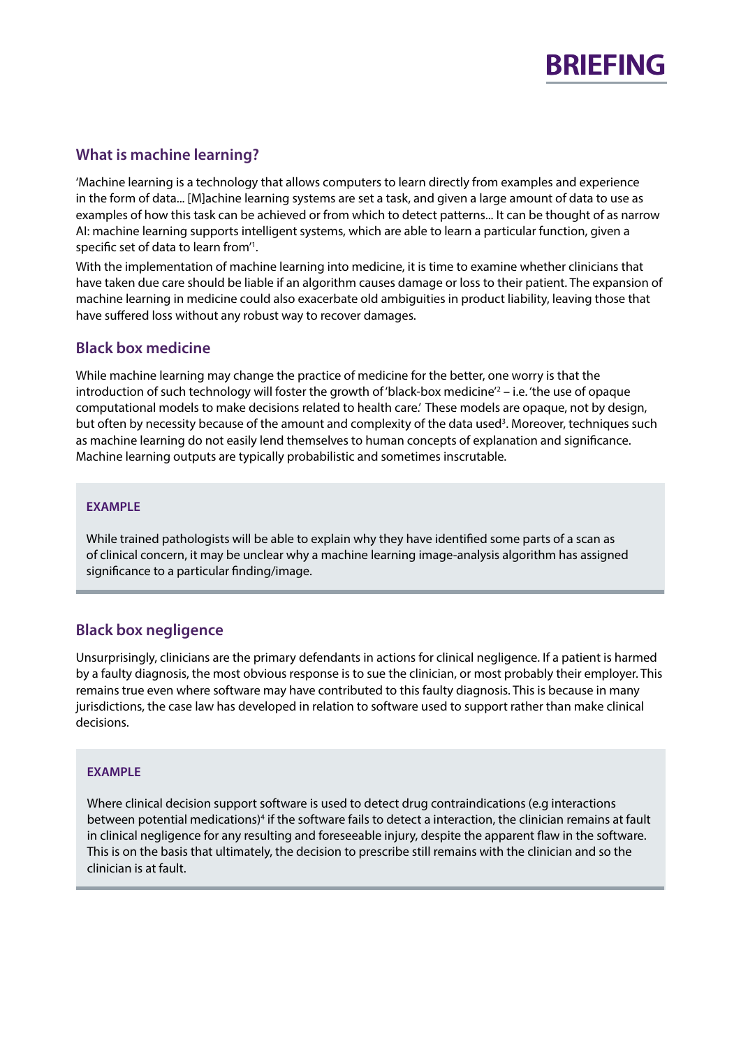## What is machine learning?

'Machine learning is a technology that allows computers to learn directly from examples and experience in the form of data... [M]achine learning systems are set a task, and given a large amount of data to use as examples of how this task can be achieved or from which to detect patterns... It can be thought of as narrow AI: machine learning supports intelligent systems, which are able to learn a particular function, given a specific set of data to learn from'[1].

With the implementation of machine learning into medicine, it is time to examine whether clinicians that have taken due care should be liable if an algorithm causes damage or loss to their patient. The expansion of machine learning in medicine could also exacerbate old ambiguities in product liability, leaving those that have suffered loss without any robust way to recover damages.

## Black box medicine

While machine learning may change the practice of medicine for the better, one worry is that the introduction of such technology will foster the growth of 'black-box medicine'[2] – i.e. 'the use of opaque computational models to make decisions related to health care.' These models are opaque, not by design, but often by necessity because of the amount and complexity of the data used[3]. Moreover, techniques such as machine learning do not easily lend themselves to human concepts of explanation and significance. Machine learning outputs are typically probabilistic and sometimes inscrutable.

> **EXAMPLE**
>
> While trained pathologists will be able to explain why they have identified some parts of a scan as of clinical concern, it may be unclear why a machine learning image-analysis algorithm has assigned significance to a particular finding/image.

## Black box negligence

Unsurprisingly, clinicians are the primary defendants in actions for clinical negligence. If a patient is harmed by a faulty diagnosis, the most obvious response is to sue the clinician, or most probably their employer. This remains true even where software may have contributed to this faulty diagnosis. This is because in many jurisdictions, the case law has developed in relation to software used to support rather than make clinical decisions.

> **EXAMPLE**
>
> Where clinical decision support software is used to detect drug contraindications (e.g interactions between potential medications)[4] if the software fails to detect a interaction, the clinician remains at fault in clinical negligence for any resulting and foreseeable injury, despite the apparent flaw in the software. This is on the basis that ultimately, the decision to prescribe still remains with the clinician and so the clinician is at fault.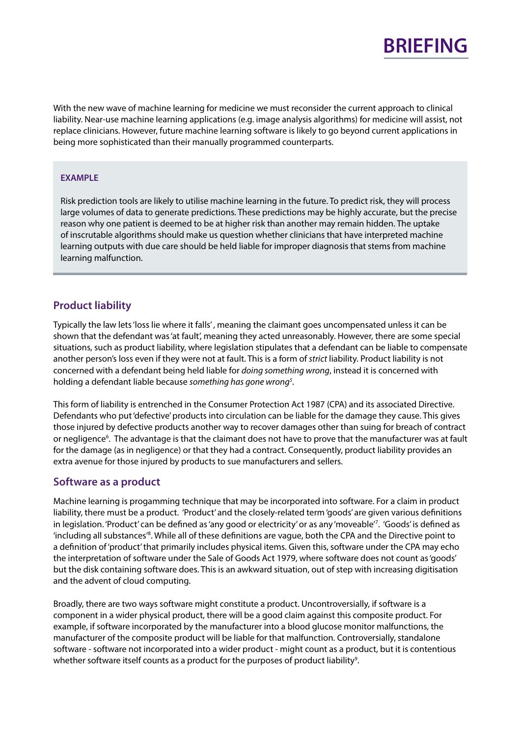With the new wave of machine learning for medicine we must reconsider the current approach to clinical liability. Near-use machine learning applications (e.g. image analysis algorithms) for medicine will assist, not replace clinicians. However, future machine learning software is likely to go beyond current applications in being more sophisticated than their manually programmed counterparts.

> **EXAMPLE**
>
> Risk prediction tools are likely to utilise machine learning in the future. To predict risk, they will process large volumes of data to generate predictions. These predictions may be highly accurate, but the precise reason why one patient is deemed to be at higher risk than another may remain hidden. The uptake of inscrutable algorithms should make us question whether clinicians that have interpreted machine learning outputs with due care should be held liable for improper diagnosis that stems from machine learning malfunction.

## Product liability

Typically the law lets 'loss lie where it falls', meaning the claimant goes uncompensated unless it can be shown that the defendant was 'at fault', meaning they acted unreasonably. However, there are some special situations, such as product liability, where legislation stipulates that a defendant can be liable to compensate another person's loss even if they were not at fault. This is a form of *strict* liability. Product liability is not concerned with a defendant being held liable for *doing something wrong*, instead it is concerned with holding a defendant liable because *something has gone wrong*[5].

This form of liability is entrenched in the Consumer Protection Act 1987 (CPA) and its associated Directive. Defendants who put 'defective' products into circulation can be liable for the damage they cause. This gives those injured by defective products another way to recover damages other than suing for breach of contract or negligence[6]. The advantage is that the claimant does not have to prove that the manufacturer was at fault for the damage (as in negligence) or that they had a contract. Consequently, product liability provides an extra avenue for those injured by products to sue manufacturers and sellers.

## Software as a product

Machine learning is progamming technique that may be incorporated into software. For a claim in product liability, there must be a product. 'Product' and the closely-related term 'goods' are given various definitions in legislation. 'Product' can be defined as 'any good or electricity' or as any 'moveable'[7]. 'Goods' is defined as 'including all substances'[8]. While all of these definitions are vague, both the CPA and the Directive point to a definition of 'product' that primarily includes physical items. Given this, software under the CPA may echo the interpretation of software under the Sale of Goods Act 1979, where software does not count as 'goods' but the disk containing software does. This is an awkward situation, out of step with increasing digitisation and the advent of cloud computing.

Broadly, there are two ways software might constitute a product. Uncontroversially, if software is a component in a wider physical product, there will be a good claim against this composite product. For example, if software incorporated by the manufacturer into a blood glucose monitor malfunctions, the manufacturer of the composite product will be liable for that malfunction. Controversially, standalone software - software not incorporated into a wider product - might count as a product, but it is contentious whether software itself counts as a product for the purposes of product liability[9].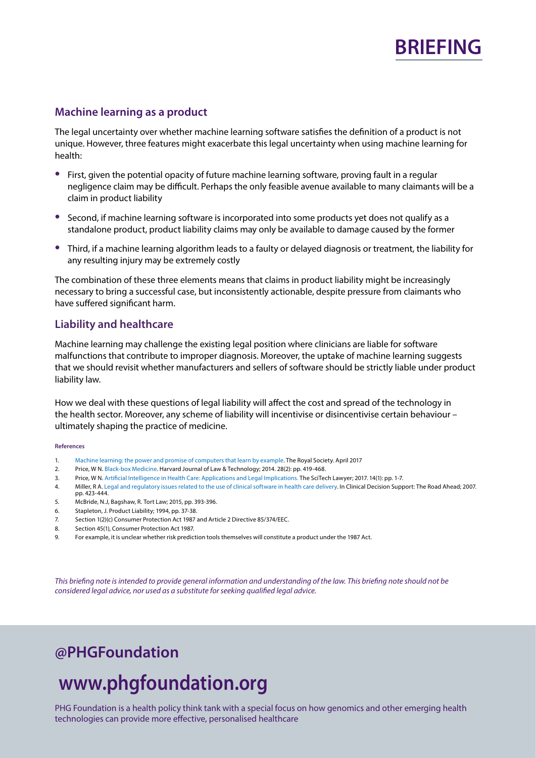## Machine learning as a product

The legal uncertainty over whether machine learning software satisfies the definition of a product is not unique. However, three features might exacerbate this legal uncertainty when using machine learning for health:

- First, given the potential opacity of future machine learning software, proving fault in a regular negligence claim may be difficult. Perhaps the only feasible avenue available to many claimants will be a claim in product liability
- Second, if machine learning software is incorporated into some products yet does not qualify as a standalone product, product liability claims may only be available to damage caused by the former
- Third, if a machine learning algorithm leads to a faulty or delayed diagnosis or treatment, the liability for any resulting injury may be extremely costly

The combination of these three elements means that claims in product liability might be increasingly necessary to bring a successful case, but inconsistently actionable, despite pressure from claimants who have suffered significant harm.

## Liability and healthcare

Machine learning may challenge the existing legal position where clinicians are liable for software malfunctions that contribute to improper diagnosis. Moreover, the uptake of machine learning suggests that we should revisit whether manufacturers and sellers of software should be strictly liable under product liability law.

How we deal with these questions of legal liability will affect the cost and spread of the technology in the health sector. Moreover, any scheme of liability will incentivise or disincentivise certain behaviour – ultimately shaping the practice of medicine.

**References**

1. Machine learning: the power and promise of computers that learn by example. The Royal Society. April 2017
2. Price, W N. Black-box Medicine. Harvard Journal of Law & Technology; 2014. 28(2): pp. 419-468.
3. Price, W N. Artificial Intelligence in Health Care: Applications and Legal Implications. The SciTech Lawyer; 2017. 14(1): pp. 1-7.
4. Miller, R A. Legal and regulatory issues related to the use of clinical software in health care delivery. In Clinical Decision Support: The Road Ahead; 2007. pp. 423-444.
5. McBride, N.J, Bagshaw, R. Tort Law; 2015, pp. 393-396.
6. Stapleton, J. Product Liability; 1994, pp. 37-38.
7. Section 1(2)(c) Consumer Protection Act 1987 and Article 2 Directive 85/374/EEC.
8. Section 45(1), Consumer Protection Act 1987.
9. For example, it is unclear whether risk prediction tools themselves will constitute a product under the 1987 Act.

*This briefing note is intended to provide general information and understanding of the law. This briefing note should not be considered legal advice, nor used as a substitute for seeking qualified legal advice.*

## @PHGFoundation

# www.phgfoundation.org

PHG Foundation is a health policy think tank with a special focus on how genomics and other emerging health technologies can provide more effective, personalised healthcare